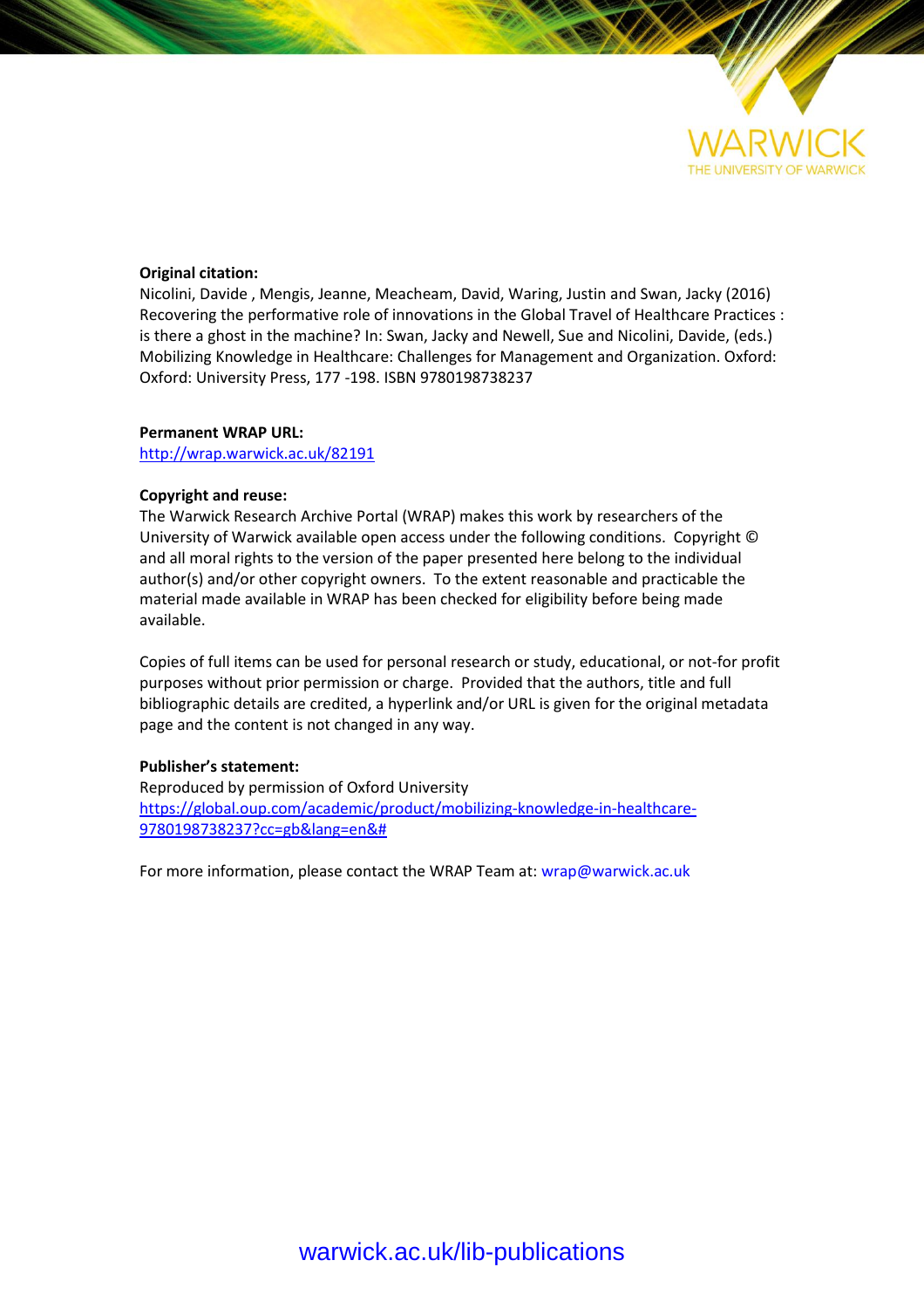**Original citation:**
Nicolini, Davide , Mengis, Jeanne, Meacheam, David, Waring, Justin and Swan, Jacky (2016) Recovering the performative role of innovations in the Global Travel of Healthcare Practices : is there a ghost in the machine? In: Swan, Jacky and Newell, Sue and Nicolini, Davide, (eds.) Mobilizing Knowledge in Healthcare: Challenges for Management and Organization. Oxford: Oxford: University Press, 177 -198. ISBN 9780198738237

**Permanent WRAP URL:**
http://wrap.warwick.ac.uk/82191

**Copyright and reuse:**
The Warwick Research Archive Portal (WRAP) makes this work by researchers of the University of Warwick available open access under the following conditions. Copyright © and all moral rights to the version of the paper presented here belong to the individual author(s) and/or other copyright owners. To the extent reasonable and practicable the material made available in WRAP has been checked for eligibility before being made available.

Copies of full items can be used for personal research or study, educational, or not-for profit purposes without prior permission or charge. Provided that the authors, title and full bibliographic details are credited, a hyperlink and/or URL is given for the original metadata page and the content is not changed in any way.

**Publisher's statement:**
Reproduced by permission of Oxford University
https://global.oup.com/academic/product/mobilizing-knowledge-in-healthcare-9780198738237?cc=gb&lang=en&#

For more information, please contact the WRAP Team at: wrap@warwick.ac.uk

warwick.ac.uk/lib-publications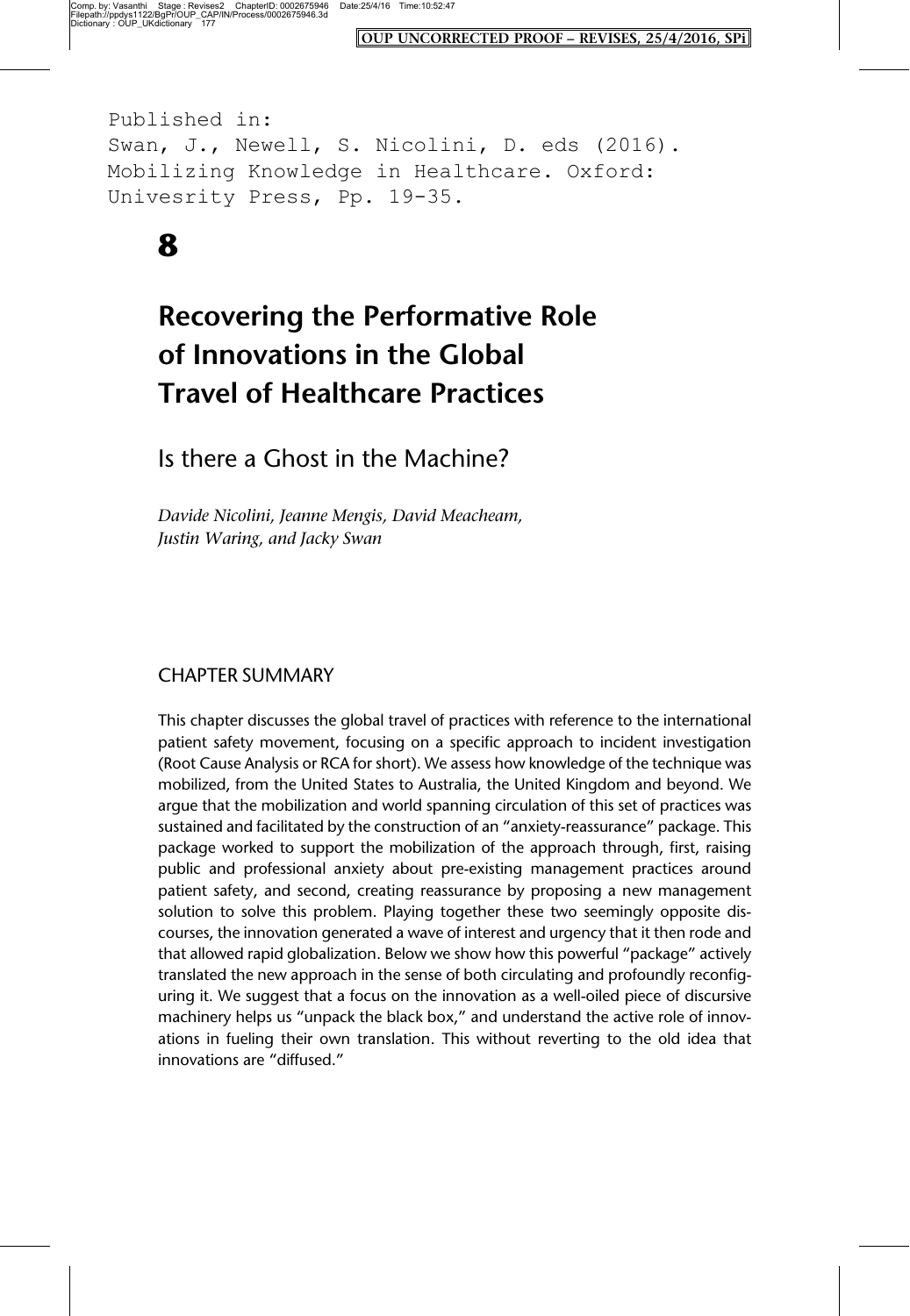Published in:
Swan, J., Newell, S. Nicolini, D. eds (2016). Mobilizing Knowledge in Healthcare. Oxford: Univesrity Press, Pp. 19-35.

# 8

# Recovering the Performative Role of Innovations in the Global Travel of Healthcare Practices

## Is there a Ghost in the Machine?

*Davide Nicolini, Jeanne Mengis, David Meacheam, Justin Waring, and Jacky Swan*

## CHAPTER SUMMARY

This chapter discusses the global travel of practices with reference to the international patient safety movement, focusing on a specific approach to incident investigation (Root Cause Analysis or RCA for short). We assess how knowledge of the technique was mobilized, from the United States to Australia, the United Kingdom and beyond. We argue that the mobilization and world spanning circulation of this set of practices was sustained and facilitated by the construction of an "anxiety-reassurance" package. This package worked to support the mobilization of the approach through, first, raising public and professional anxiety about pre-existing management practices around patient safety, and second, creating reassurance by proposing a new management solution to solve this problem. Playing together these two seemingly opposite discourses, the innovation generated a wave of interest and urgency that it then rode and that allowed rapid globalization. Below we show how this powerful "package" actively translated the new approach in the sense of both circulating and profoundly reconfiguring it. We suggest that a focus on the innovation as a well-oiled piece of discursive machinery helps us "unpack the black box," and understand the active role of innovations in fueling their own translation. This without reverting to the old idea that innovations are "diffused."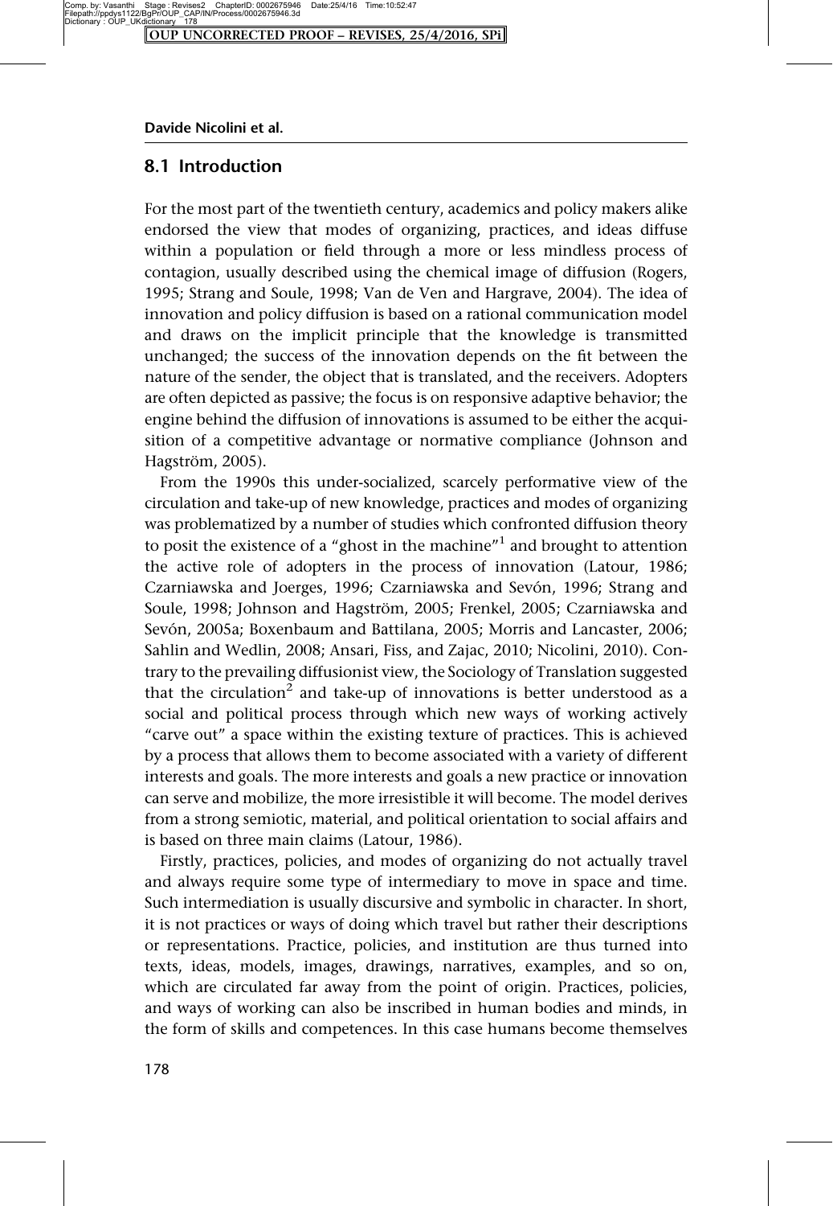## 8.1 Introduction

For the most part of the twentieth century, academics and policy makers alike endorsed the view that modes of organizing, practices, and ideas diffuse within a population or field through a more or less mindless process of contagion, usually described using the chemical image of diffusion (Rogers, 1995; Strang and Soule, 1998; Van de Ven and Hargrave, 2004). The idea of innovation and policy diffusion is based on a rational communication model and draws on the implicit principle that the knowledge is transmitted unchanged; the success of the innovation depends on the fit between the nature of the sender, the object that is translated, and the receivers. Adopters are often depicted as passive; the focus is on responsive adaptive behavior; the engine behind the diffusion of innovations is assumed to be either the acquisition of a competitive advantage or normative compliance (Johnson and Hagström, 2005).

From the 1990s this under-socialized, scarcely performative view of the circulation and take-up of new knowledge, practices and modes of organizing was problematized by a number of studies which confronted diffusion theory to posit the existence of a "ghost in the machine"[1] and brought to attention the active role of adopters in the process of innovation (Latour, 1986; Czarniawska and Joerges, 1996; Czarniawska and Sevón, 1996; Strang and Soule, 1998; Johnson and Hagström, 2005; Frenkel, 2005; Czarniawska and Sevón, 2005a; Boxenbaum and Battilana, 2005; Morris and Lancaster, 2006; Sahlin and Wedlin, 2008; Ansari, Fiss, and Zajac, 2010; Nicolini, 2010). Contrary to the prevailing diffusionist view, the Sociology of Translation suggested that the circulation[2] and take-up of innovations is better understood as a social and political process through which new ways of working actively "carve out" a space within the existing texture of practices. This is achieved by a process that allows them to become associated with a variety of different interests and goals. The more interests and goals a new practice or innovation can serve and mobilize, the more irresistible it will become. The model derives from a strong semiotic, material, and political orientation to social affairs and is based on three main claims (Latour, 1986).

Firstly, practices, policies, and modes of organizing do not actually travel and always require some type of intermediary to move in space and time. Such intermediation is usually discursive and symbolic in character. In short, it is not practices or ways of doing which travel but rather their descriptions or representations. Practice, policies, and institution are thus turned into texts, ideas, models, images, drawings, narratives, examples, and so on, which are circulated far away from the point of origin. Practices, policies, and ways of working can also be inscribed in human bodies and minds, in the form of skills and competences. In this case humans become themselves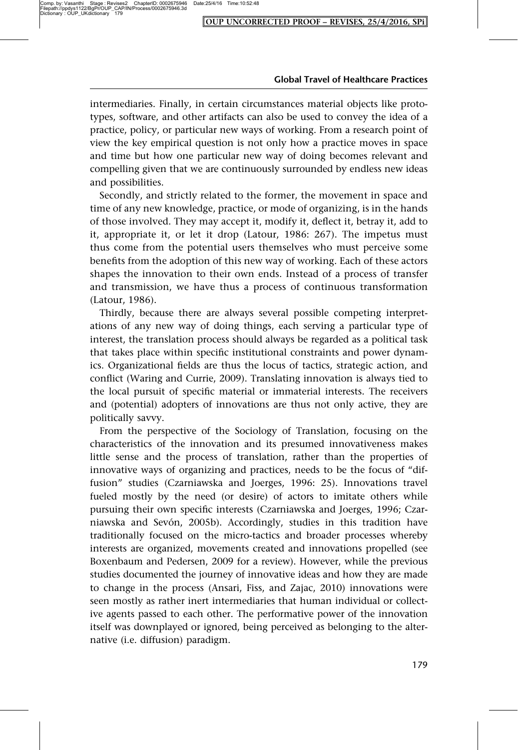intermediaries. Finally, in certain circumstances material objects like prototypes, software, and other artifacts can also be used to convey the idea of a practice, policy, or particular new ways of working. From a research point of view the key empirical question is not only how a practice moves in space and time but how one particular new way of doing becomes relevant and compelling given that we are continuously surrounded by endless new ideas and possibilities.

Secondly, and strictly related to the former, the movement in space and time of any new knowledge, practice, or mode of organizing, is in the hands of those involved. They may accept it, modify it, deflect it, betray it, add to it, appropriate it, or let it drop (Latour, 1986: 267). The impetus must thus come from the potential users themselves who must perceive some benefits from the adoption of this new way of working. Each of these actors shapes the innovation to their own ends. Instead of a process of transfer and transmission, we have thus a process of continuous transformation (Latour, 1986).

Thirdly, because there are always several possible competing interpretations of any new way of doing things, each serving a particular type of interest, the translation process should always be regarded as a political task that takes place within specific institutional constraints and power dynamics. Organizational fields are thus the locus of tactics, strategic action, and conflict (Waring and Currie, 2009). Translating innovation is always tied to the local pursuit of specific material or immaterial interests. The receivers and (potential) adopters of innovations are thus not only active, they are politically savvy.

From the perspective of the Sociology of Translation, focusing on the characteristics of the innovation and its presumed innovativeness makes little sense and the process of translation, rather than the properties of innovative ways of organizing and practices, needs to be the focus of "diffusion" studies (Czarniawska and Joerges, 1996: 25). Innovations travel fueled mostly by the need (or desire) of actors to imitate others while pursuing their own specific interests (Czarniawska and Joerges, 1996; Czarniawska and Sevón, 2005b). Accordingly, studies in this tradition have traditionally focused on the micro-tactics and broader processes whereby interests are organized, movements created and innovations propelled (see Boxenbaum and Pedersen, 2009 for a review). However, while the previous studies documented the journey of innovative ideas and how they are made to change in the process (Ansari, Fiss, and Zajac, 2010) innovations were seen mostly as rather inert intermediaries that human individual or collective agents passed to each other. The performative power of the innovation itself was downplayed or ignored, being perceived as belonging to the alternative (i.e. diffusion) paradigm.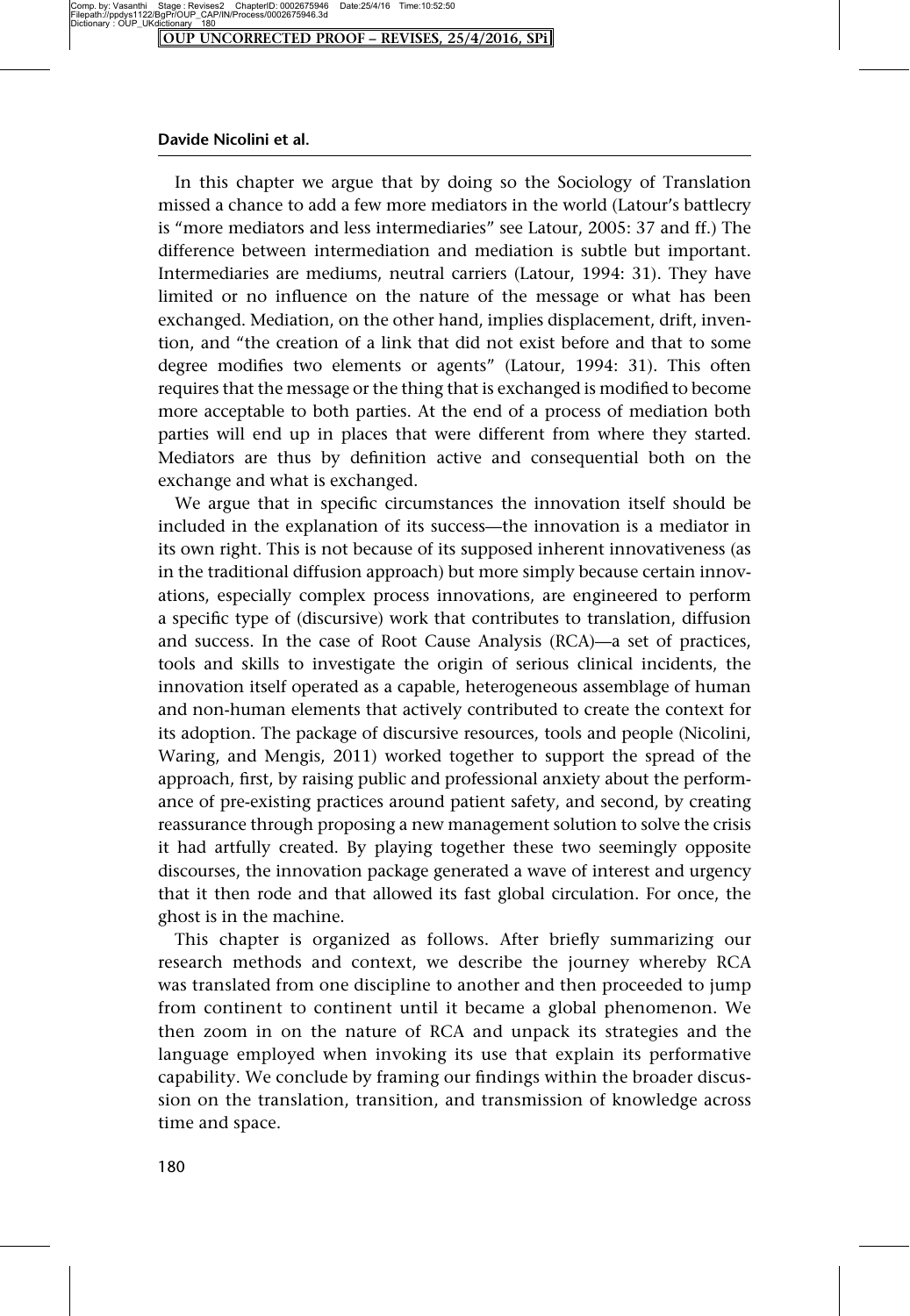In this chapter we argue that by doing so the Sociology of Translation missed a chance to add a few more mediators in the world (Latour's battlecry is "more mediators and less intermediaries" see Latour, 2005: 37 and ff.) The difference between intermediation and mediation is subtle but important. Intermediaries are mediums, neutral carriers (Latour, 1994: 31). They have limited or no influence on the nature of the message or what has been exchanged. Mediation, on the other hand, implies displacement, drift, invention, and "the creation of a link that did not exist before and that to some degree modifies two elements or agents" (Latour, 1994: 31). This often requires that the message or the thing that is exchanged is modified to become more acceptable to both parties. At the end of a process of mediation both parties will end up in places that were different from where they started. Mediators are thus by definition active and consequential both on the exchange and what is exchanged.

We argue that in specific circumstances the innovation itself should be included in the explanation of its success—the innovation is a mediator in its own right. This is not because of its supposed inherent innovativeness (as in the traditional diffusion approach) but more simply because certain innovations, especially complex process innovations, are engineered to perform a specific type of (discursive) work that contributes to translation, diffusion and success. In the case of Root Cause Analysis (RCA)—a set of practices, tools and skills to investigate the origin of serious clinical incidents, the innovation itself operated as a capable, heterogeneous assemblage of human and non-human elements that actively contributed to create the context for its adoption. The package of discursive resources, tools and people (Nicolini, Waring, and Mengis, 2011) worked together to support the spread of the approach, first, by raising public and professional anxiety about the performance of pre-existing practices around patient safety, and second, by creating reassurance through proposing a new management solution to solve the crisis it had artfully created. By playing together these two seemingly opposite discourses, the innovation package generated a wave of interest and urgency that it then rode and that allowed its fast global circulation. For once, the ghost is in the machine.

This chapter is organized as follows. After briefly summarizing our research methods and context, we describe the journey whereby RCA was translated from one discipline to another and then proceeded to jump from continent to continent until it became a global phenomenon. We then zoom in on the nature of RCA and unpack its strategies and the language employed when invoking its use that explain its performative capability. We conclude by framing our findings within the broader discussion on the translation, transition, and transmission of knowledge across time and space.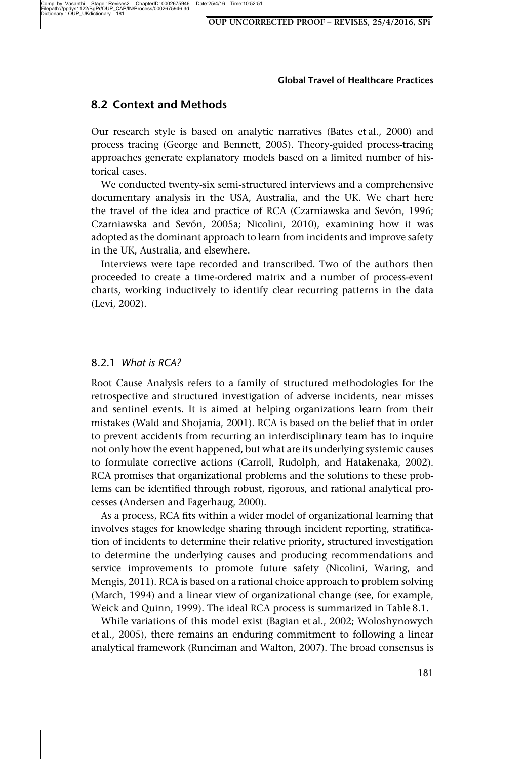## 8.2 Context and Methods

Our research style is based on analytic narratives (Bates et al., 2000) and process tracing (George and Bennett, 2005). Theory-guided process-tracing approaches generate explanatory models based on a limited number of historical cases.

We conducted twenty-six semi-structured interviews and a comprehensive documentary analysis in the USA, Australia, and the UK. We chart here the travel of the idea and practice of RCA (Czarniawska and Sevón, 1996; Czarniawska and Sevón, 2005a; Nicolini, 2010), examining how it was adopted as the dominant approach to learn from incidents and improve safety in the UK, Australia, and elsewhere.

Interviews were tape recorded and transcribed. Two of the authors then proceeded to create a time-ordered matrix and a number of process-event charts, working inductively to identify clear recurring patterns in the data (Levi, 2002).

### 8.2.1 *What is RCA?*

Root Cause Analysis refers to a family of structured methodologies for the retrospective and structured investigation of adverse incidents, near misses and sentinel events. It is aimed at helping organizations learn from their mistakes (Wald and Shojania, 2001). RCA is based on the belief that in order to prevent accidents from recurring an interdisciplinary team has to inquire not only how the event happened, but what are its underlying systemic causes to formulate corrective actions (Carroll, Rudolph, and Hatakenaka, 2002). RCA promises that organizational problems and the solutions to these problems can be identified through robust, rigorous, and rational analytical processes (Andersen and Fagerhaug, 2000).

As a process, RCA fits within a wider model of organizational learning that involves stages for knowledge sharing through incident reporting, stratification of incidents to determine their relative priority, structured investigation to determine the underlying causes and producing recommendations and service improvements to promote future safety (Nicolini, Waring, and Mengis, 2011). RCA is based on a rational choice approach to problem solving (March, 1994) and a linear view of organizational change (see, for example, Weick and Quinn, 1999). The ideal RCA process is summarized in Table 8.1.

While variations of this model exist (Bagian et al., 2002; Woloshynowych et al., 2005), there remains an enduring commitment to following a linear analytical framework (Runciman and Walton, 2007). The broad consensus is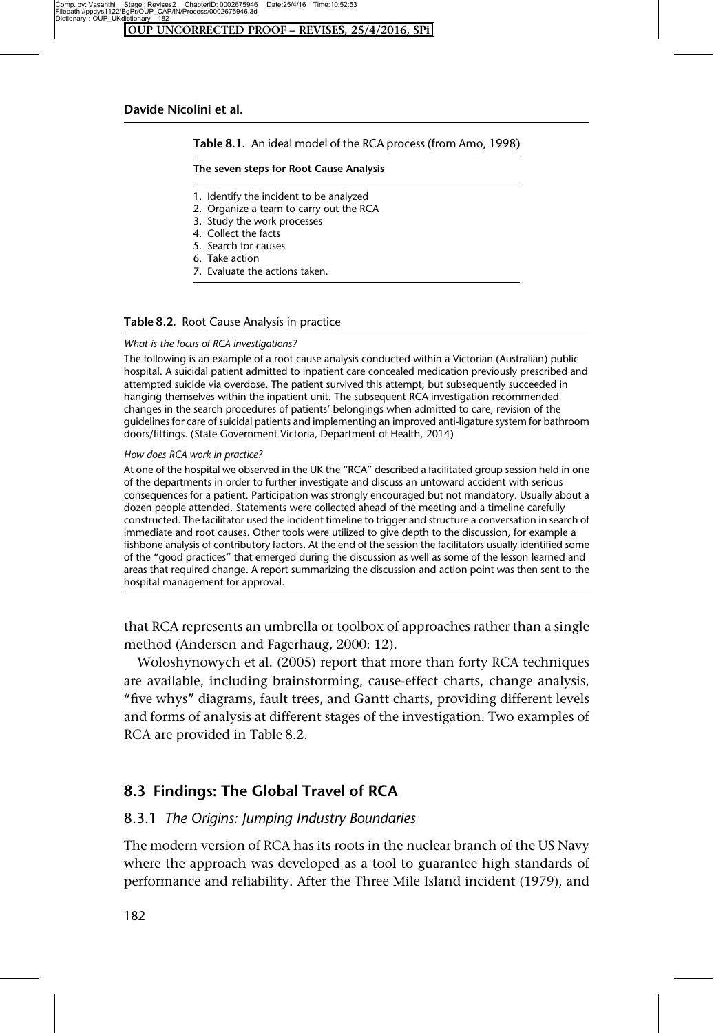**Table 8.1.** An ideal model of the RCA process (from Amo, 1998)

| The seven steps for Root Cause Analysis |
|---|
| 1. Identify the incident to be analyzed |
| 2. Organize a team to carry out the RCA |
| 3. Study the work processes |
| 4. Collect the facts |
| 5. Search for causes |
| 6. Take action |
| 7. Evaluate the actions taken. |

**Table 8.2.** Root Cause Analysis in practice

*What is the focus of RCA investigations?*

The following is an example of a root cause analysis conducted within a Victorian (Australian) public hospital. A suicidal patient admitted to inpatient care concealed medication previously prescribed and attempted suicide via overdose. The patient survived this attempt, but subsequently succeeded in hanging themselves within the inpatient unit. The subsequent RCA investigation recommended changes in the search procedures of patients' belongings when admitted to care, revision of the guidelines for care of suicidal patients and implementing an improved anti-ligature system for bathroom doors/fittings. (State Government Victoria, Department of Health, 2014)

*How does RCA work in practice?*

At one of the hospital we observed in the UK the "RCA" described a facilitated group session held in one of the departments in order to further investigate and discuss an untoward accident with serious consequences for a patient. Participation was strongly encouraged but not mandatory. Usually about a dozen people attended. Statements were collected ahead of the meeting and a timeline carefully constructed. The facilitator used the incident timeline to trigger and structure a conversation in search of immediate and root causes. Other tools were utilized to give depth to the discussion, for example a fishbone analysis of contributory factors. At the end of the session the facilitators usually identified some of the "good practices" that emerged during the discussion as well as some of the lesson learned and areas that required change. A report summarizing the discussion and action point was then sent to the hospital management for approval.

that RCA represents an umbrella or toolbox of approaches rather than a single method (Andersen and Fagerhaug, 2000: 12).

Woloshynowych et al. (2005) report that more than forty RCA techniques are available, including brainstorming, cause-effect charts, change analysis, "five whys" diagrams, fault trees, and Gantt charts, providing different levels and forms of analysis at different stages of the investigation. Two examples of RCA are provided in Table 8.2.

## 8.3 Findings: The Global Travel of RCA

### 8.3.1 *The Origins: Jumping Industry Boundaries*

The modern version of RCA has its roots in the nuclear branch of the US Navy where the approach was developed as a tool to guarantee high standards of performance and reliability. After the Three Mile Island incident (1979), and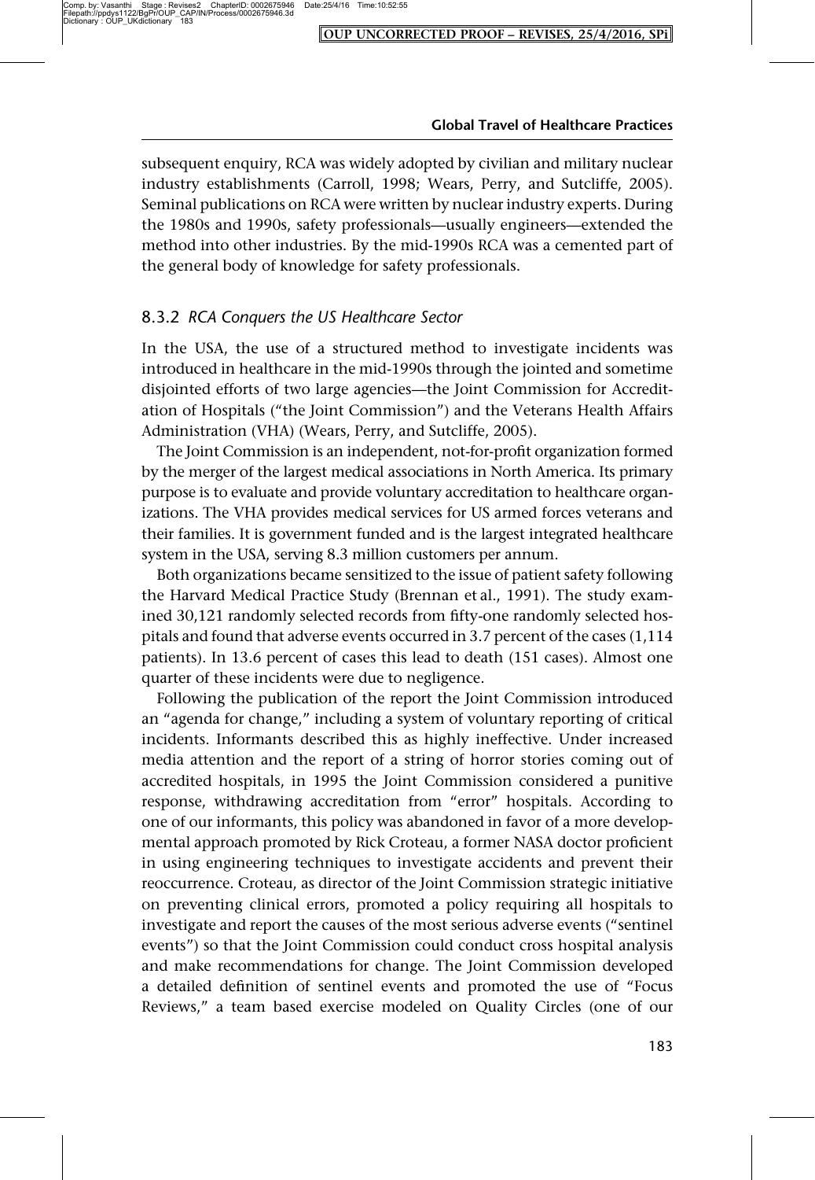subsequent enquiry, RCA was widely adopted by civilian and military nuclear industry establishments (Carroll, 1998; Wears, Perry, and Sutcliffe, 2005). Seminal publications on RCA were written by nuclear industry experts. During the 1980s and 1990s, safety professionals—usually engineers—extended the method into other industries. By the mid-1990s RCA was a cemented part of the general body of knowledge for safety professionals.

### 8.3.2 *RCA Conquers the US Healthcare Sector*

In the USA, the use of a structured method to investigate incidents was introduced in healthcare in the mid-1990s through the jointed and sometime disjointed efforts of two large agencies—the Joint Commission for Accreditation of Hospitals ("the Joint Commission") and the Veterans Health Affairs Administration (VHA) (Wears, Perry, and Sutcliffe, 2005).

The Joint Commission is an independent, not-for-profit organization formed by the merger of the largest medical associations in North America. Its primary purpose is to evaluate and provide voluntary accreditation to healthcare organizations. The VHA provides medical services for US armed forces veterans and their families. It is government funded and is the largest integrated healthcare system in the USA, serving 8.3 million customers per annum.

Both organizations became sensitized to the issue of patient safety following the Harvard Medical Practice Study (Brennan et al., 1991). The study examined 30,121 randomly selected records from fifty-one randomly selected hospitals and found that adverse events occurred in 3.7 percent of the cases (1,114 patients). In 13.6 percent of cases this lead to death (151 cases). Almost one quarter of these incidents were due to negligence.

Following the publication of the report the Joint Commission introduced an "agenda for change," including a system of voluntary reporting of critical incidents. Informants described this as highly ineffective. Under increased media attention and the report of a string of horror stories coming out of accredited hospitals, in 1995 the Joint Commission considered a punitive response, withdrawing accreditation from "error" hospitals. According to one of our informants, this policy was abandoned in favor of a more developmental approach promoted by Rick Croteau, a former NASA doctor proficient in using engineering techniques to investigate accidents and prevent their reoccurrence. Croteau, as director of the Joint Commission strategic initiative on preventing clinical errors, promoted a policy requiring all hospitals to investigate and report the causes of the most serious adverse events ("sentinel events") so that the Joint Commission could conduct cross hospital analysis and make recommendations for change. The Joint Commission developed a detailed definition of sentinel events and promoted the use of "Focus Reviews," a team based exercise modeled on Quality Circles (one of our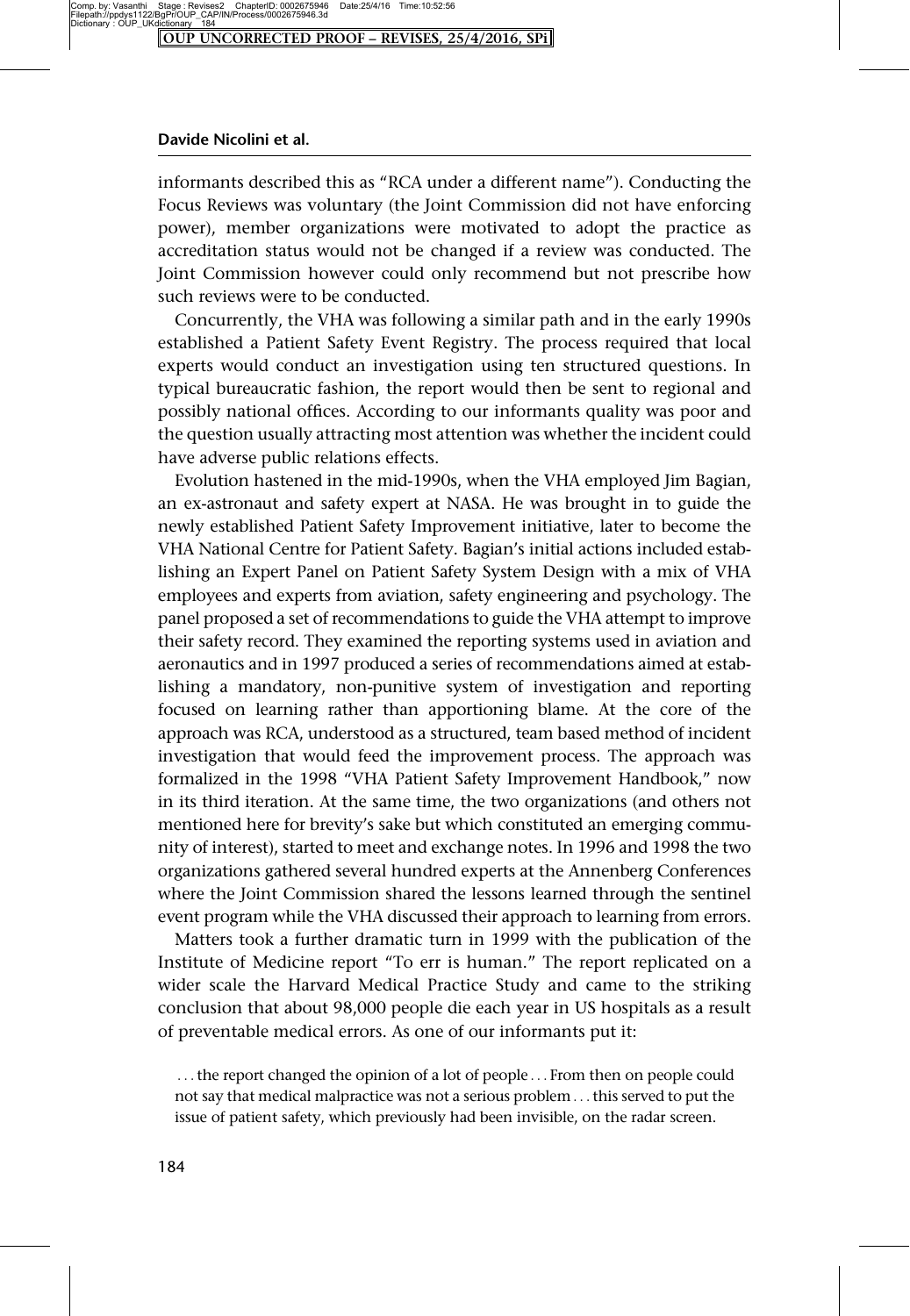informants described this as "RCA under a different name"). Conducting the Focus Reviews was voluntary (the Joint Commission did not have enforcing power), member organizations were motivated to adopt the practice as accreditation status would not be changed if a review was conducted. The Joint Commission however could only recommend but not prescribe how such reviews were to be conducted.

Concurrently, the VHA was following a similar path and in the early 1990s established a Patient Safety Event Registry. The process required that local experts would conduct an investigation using ten structured questions. In typical bureaucratic fashion, the report would then be sent to regional and possibly national offices. According to our informants quality was poor and the question usually attracting most attention was whether the incident could have adverse public relations effects.

Evolution hastened in the mid-1990s, when the VHA employed Jim Bagian, an ex-astronaut and safety expert at NASA. He was brought in to guide the newly established Patient Safety Improvement initiative, later to become the VHA National Centre for Patient Safety. Bagian's initial actions included establishing an Expert Panel on Patient Safety System Design with a mix of VHA employees and experts from aviation, safety engineering and psychology. The panel proposed a set of recommendations to guide the VHA attempt to improve their safety record. They examined the reporting systems used in aviation and aeronautics and in 1997 produced a series of recommendations aimed at establishing a mandatory, non-punitive system of investigation and reporting focused on learning rather than apportioning blame. At the core of the approach was RCA, understood as a structured, team based method of incident investigation that would feed the improvement process. The approach was formalized in the 1998 "VHA Patient Safety Improvement Handbook," now in its third iteration. At the same time, the two organizations (and others not mentioned here for brevity's sake but which constituted an emerging community of interest), started to meet and exchange notes. In 1996 and 1998 the two organizations gathered several hundred experts at the Annenberg Conferences where the Joint Commission shared the lessons learned through the sentinel event program while the VHA discussed their approach to learning from errors.

Matters took a further dramatic turn in 1999 with the publication of the Institute of Medicine report "To err is human." The report replicated on a wider scale the Harvard Medical Practice Study and came to the striking conclusion that about 98,000 people die each year in US hospitals as a result of preventable medical errors. As one of our informants put it:

> ... the report changed the opinion of a lot of people ... From then on people could not say that medical malpractice was not a serious problem ... this served to put the issue of patient safety, which previously had been invisible, on the radar screen.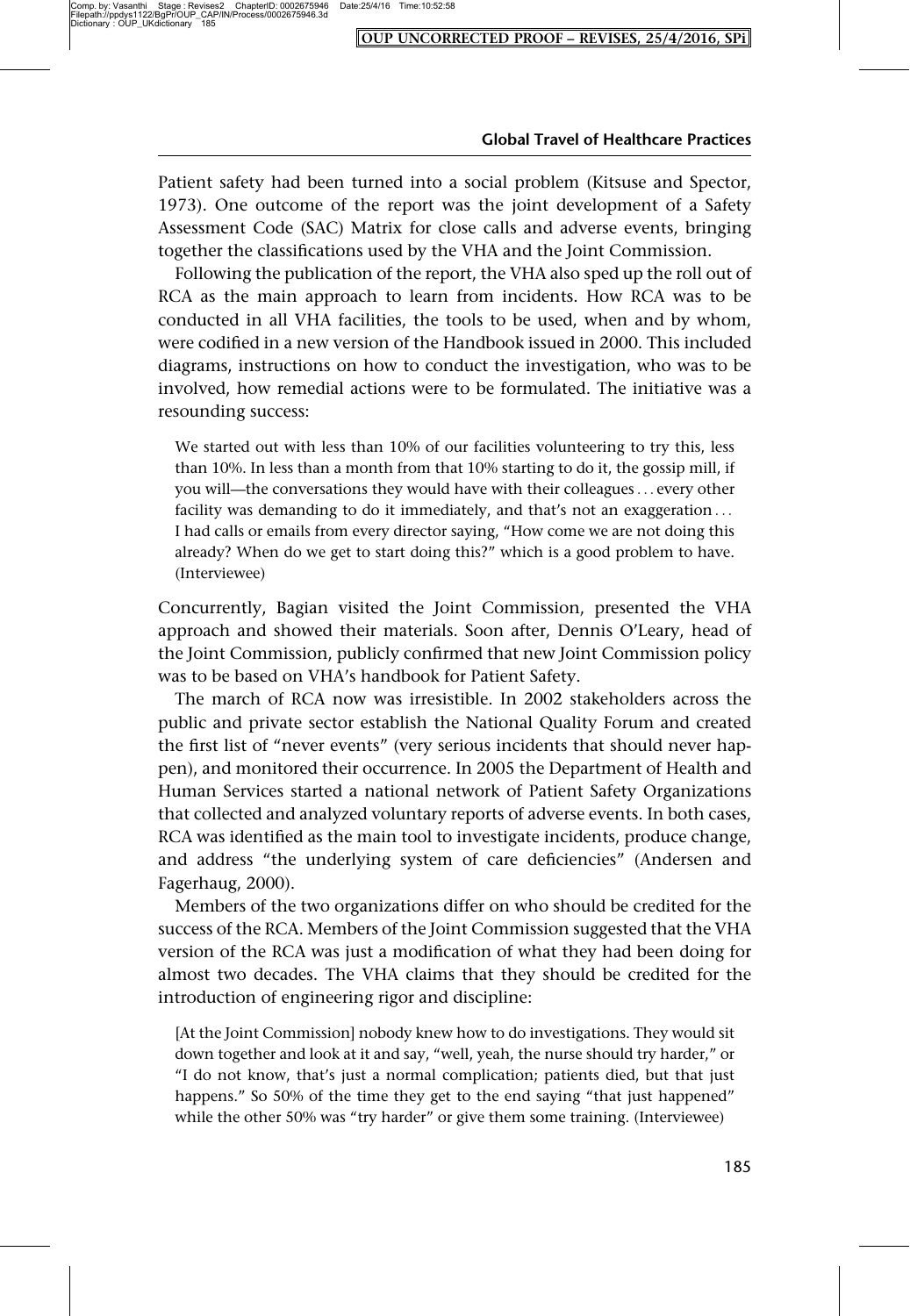Patient safety had been turned into a social problem (Kitsuse and Spector, 1973). One outcome of the report was the joint development of a Safety Assessment Code (SAC) Matrix for close calls and adverse events, bringing together the classifications used by the VHA and the Joint Commission.

Following the publication of the report, the VHA also sped up the roll out of RCA as the main approach to learn from incidents. How RCA was to be conducted in all VHA facilities, the tools to be used, when and by whom, were codified in a new version of the Handbook issued in 2000. This included diagrams, instructions on how to conduct the investigation, who was to be involved, how remedial actions were to be formulated. The initiative was a resounding success:

> We started out with less than 10% of our facilities volunteering to try this, less than 10%. In less than a month from that 10% starting to do it, the gossip mill, if you will—the conversations they would have with their colleagues . . . every other facility was demanding to do it immediately, and that's not an exaggeration . . . I had calls or emails from every director saying, "How come we are not doing this already? When do we get to start doing this?" which is a good problem to have. (Interviewee)

Concurrently, Bagian visited the Joint Commission, presented the VHA approach and showed their materials. Soon after, Dennis O'Leary, head of the Joint Commission, publicly confirmed that new Joint Commission policy was to be based on VHA's handbook for Patient Safety.

The march of RCA now was irresistible. In 2002 stakeholders across the public and private sector establish the National Quality Forum and created the first list of "never events" (very serious incidents that should never happen), and monitored their occurrence. In 2005 the Department of Health and Human Services started a national network of Patient Safety Organizations that collected and analyzed voluntary reports of adverse events. In both cases, RCA was identified as the main tool to investigate incidents, produce change, and address "the underlying system of care deficiencies" (Andersen and Fagerhaug, 2000).

Members of the two organizations differ on who should be credited for the success of the RCA. Members of the Joint Commission suggested that the VHA version of the RCA was just a modification of what they had been doing for almost two decades. The VHA claims that they should be credited for the introduction of engineering rigor and discipline:

> [At the Joint Commission] nobody knew how to do investigations. They would sit down together and look at it and say, "well, yeah, the nurse should try harder," or "I do not know, that's just a normal complication; patients died, but that just happens." So 50% of the time they get to the end saying "that just happened" while the other 50% was "try harder" or give them some training. (Interviewee)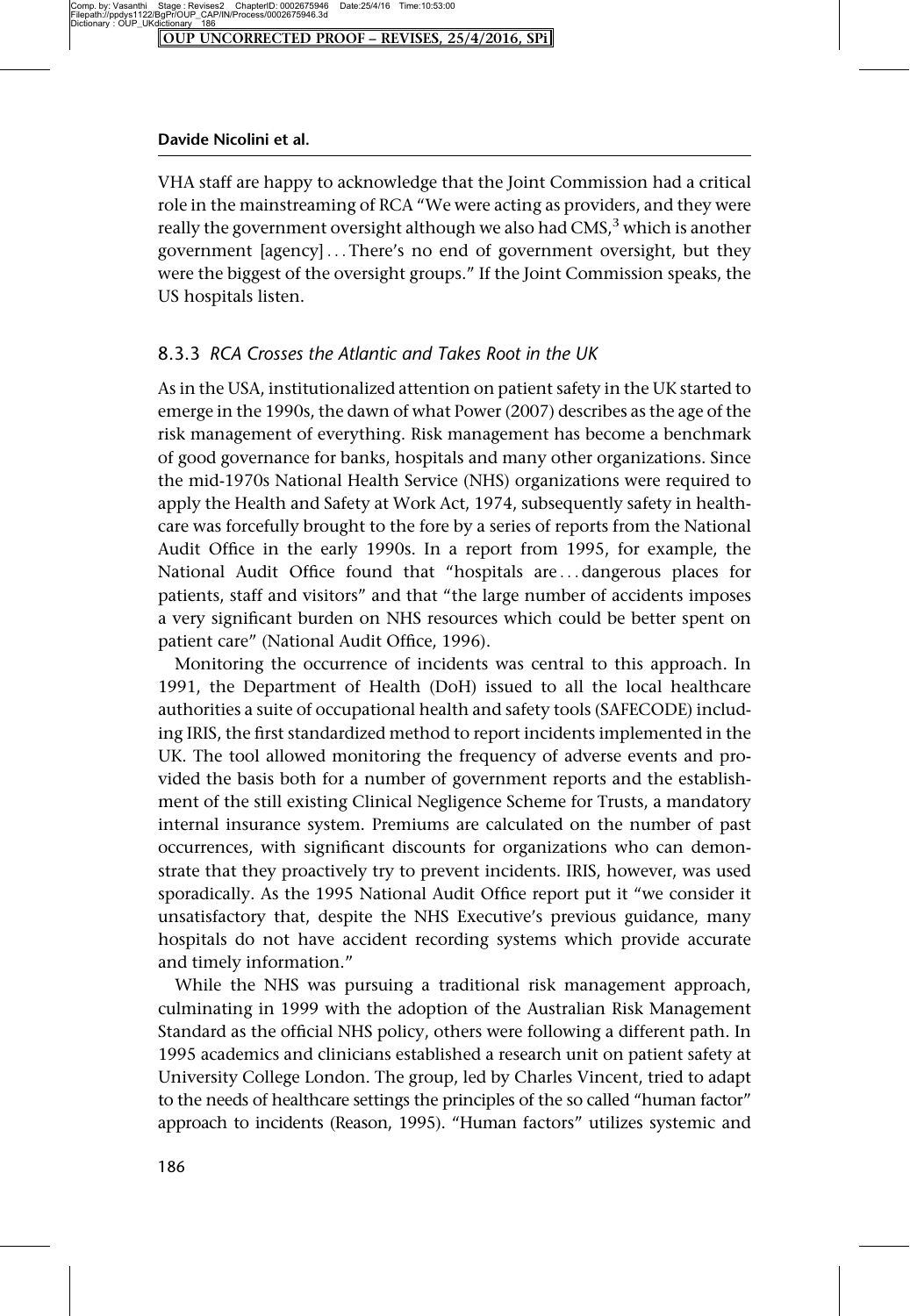VHA staff are happy to acknowledge that the Joint Commission had a critical role in the mainstreaming of RCA "We were acting as providers, and they were really the government oversight although we also had CMS,[3] which is another government [agency] ... There's no end of government oversight, but they were the biggest of the oversight groups." If the Joint Commission speaks, the US hospitals listen.

### 8.3.3 *RCA Crosses the Atlantic and Takes Root in the UK*

As in the USA, institutionalized attention on patient safety in the UK started to emerge in the 1990s, the dawn of what Power (2007) describes as the age of the risk management of everything. Risk management has become a benchmark of good governance for banks, hospitals and many other organizations. Since the mid-1970s National Health Service (NHS) organizations were required to apply the Health and Safety at Work Act, 1974, subsequently safety in healthcare was forcefully brought to the fore by a series of reports from the National Audit Office in the early 1990s. In a report from 1995, for example, the National Audit Office found that "hospitals are ... dangerous places for patients, staff and visitors" and that "the large number of accidents imposes a very significant burden on NHS resources which could be better spent on patient care" (National Audit Office, 1996).

Monitoring the occurrence of incidents was central to this approach. In 1991, the Department of Health (DoH) issued to all the local healthcare authorities a suite of occupational health and safety tools (SAFECODE) including IRIS, the first standardized method to report incidents implemented in the UK. The tool allowed monitoring the frequency of adverse events and provided the basis both for a number of government reports and the establishment of the still existing Clinical Negligence Scheme for Trusts, a mandatory internal insurance system. Premiums are calculated on the number of past occurrences, with significant discounts for organizations who can demonstrate that they proactively try to prevent incidents. IRIS, however, was used sporadically. As the 1995 National Audit Office report put it "we consider it unsatisfactory that, despite the NHS Executive's previous guidance, many hospitals do not have accident recording systems which provide accurate and timely information."

While the NHS was pursuing a traditional risk management approach, culminating in 1999 with the adoption of the Australian Risk Management Standard as the official NHS policy, others were following a different path. In 1995 academics and clinicians established a research unit on patient safety at University College London. The group, led by Charles Vincent, tried to adapt to the needs of healthcare settings the principles of the so called "human factor" approach to incidents (Reason, 1995). "Human factors" utilizes systemic and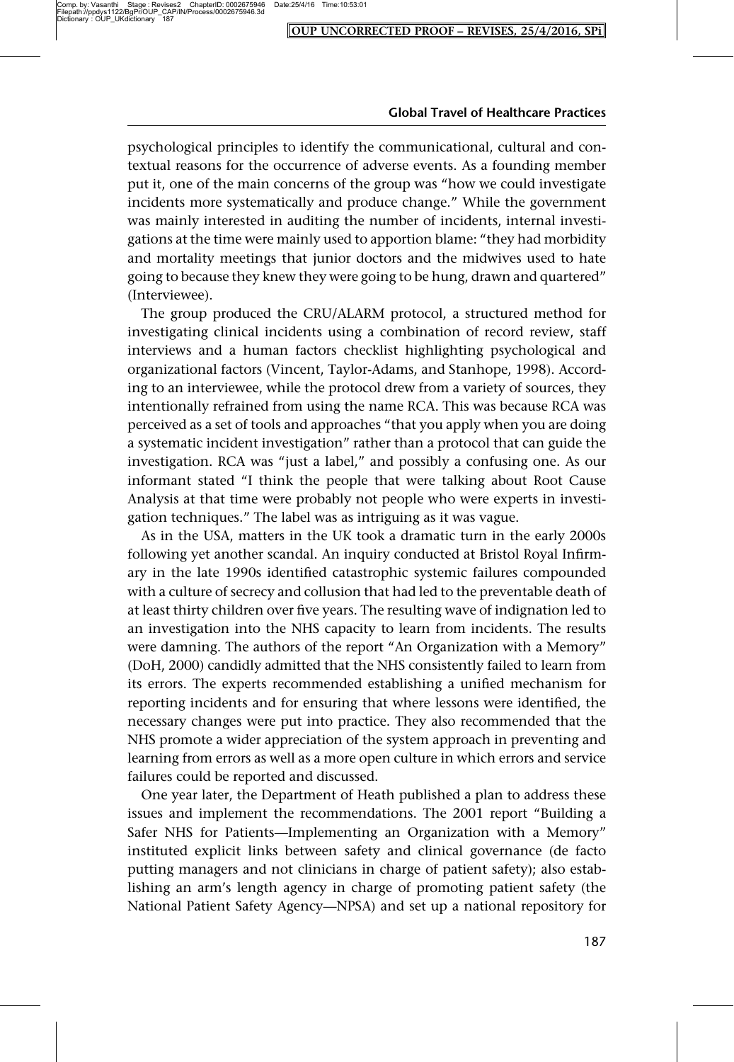psychological principles to identify the communicational, cultural and contextual reasons for the occurrence of adverse events. As a founding member put it, one of the main concerns of the group was "how we could investigate incidents more systematically and produce change." While the government was mainly interested in auditing the number of incidents, internal investigations at the time were mainly used to apportion blame: "they had morbidity and mortality meetings that junior doctors and the midwives used to hate going to because they knew they were going to be hung, drawn and quartered" (Interviewee).

The group produced the CRU/ALARM protocol, a structured method for investigating clinical incidents using a combination of record review, staff interviews and a human factors checklist highlighting psychological and organizational factors (Vincent, Taylor-Adams, and Stanhope, 1998). According to an interviewee, while the protocol drew from a variety of sources, they intentionally refrained from using the name RCA. This was because RCA was perceived as a set of tools and approaches "that you apply when you are doing a systematic incident investigation" rather than a protocol that can guide the investigation. RCA was "just a label," and possibly a confusing one. As our informant stated "I think the people that were talking about Root Cause Analysis at that time were probably not people who were experts in investigation techniques." The label was as intriguing as it was vague.

As in the USA, matters in the UK took a dramatic turn in the early 2000s following yet another scandal. An inquiry conducted at Bristol Royal Infirmary in the late 1990s identified catastrophic systemic failures compounded with a culture of secrecy and collusion that had led to the preventable death of at least thirty children over five years. The resulting wave of indignation led to an investigation into the NHS capacity to learn from incidents. The results were damning. The authors of the report "An Organization with a Memory" (DoH, 2000) candidly admitted that the NHS consistently failed to learn from its errors. The experts recommended establishing a unified mechanism for reporting incidents and for ensuring that where lessons were identified, the necessary changes were put into practice. They also recommended that the NHS promote a wider appreciation of the system approach in preventing and learning from errors as well as a more open culture in which errors and service failures could be reported and discussed.

One year later, the Department of Heath published a plan to address these issues and implement the recommendations. The 2001 report "Building a Safer NHS for Patients—Implementing an Organization with a Memory" instituted explicit links between safety and clinical governance (de facto putting managers and not clinicians in charge of patient safety); also establishing an arm's length agency in charge of promoting patient safety (the National Patient Safety Agency—NPSA) and set up a national repository for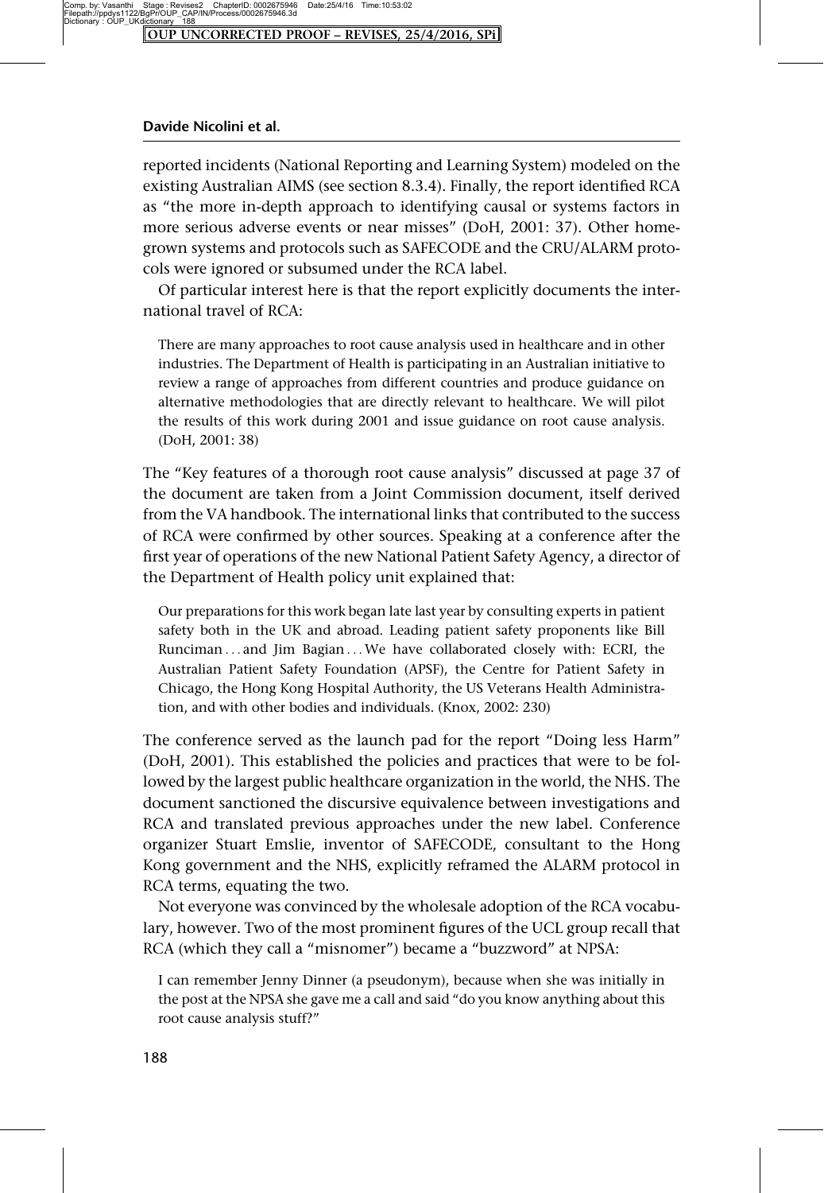reported incidents (National Reporting and Learning System) modeled on the existing Australian AIMS (see section 8.3.4). Finally, the report identified RCA as "the more in-depth approach to identifying causal or systems factors in more serious adverse events or near misses" (DoH, 2001: 37). Other homegrown systems and protocols such as SAFECODE and the CRU/ALARM protocols were ignored or subsumed under the RCA label.

Of particular interest here is that the report explicitly documents the international travel of RCA:

> There are many approaches to root cause analysis used in healthcare and in other industries. The Department of Health is participating in an Australian initiative to review a range of approaches from different countries and produce guidance on alternative methodologies that are directly relevant to healthcare. We will pilot the results of this work during 2001 and issue guidance on root cause analysis. (DoH, 2001: 38)

The "Key features of a thorough root cause analysis" discussed at page 37 of the document are taken from a Joint Commission document, itself derived from the VA handbook. The international links that contributed to the success of RCA were confirmed by other sources. Speaking at a conference after the first year of operations of the new National Patient Safety Agency, a director of the Department of Health policy unit explained that:

> Our preparations for this work began late last year by consulting experts in patient safety both in the UK and abroad. Leading patient safety proponents like Bill Runciman . . . and Jim Bagian . . . We have collaborated closely with: ECRI, the Australian Patient Safety Foundation (APSF), the Centre for Patient Safety in Chicago, the Hong Kong Hospital Authority, the US Veterans Health Administration, and with other bodies and individuals. (Knox, 2002: 230)

The conference served as the launch pad for the report "Doing less Harm" (DoH, 2001). This established the policies and practices that were to be followed by the largest public healthcare organization in the world, the NHS. The document sanctioned the discursive equivalence between investigations and RCA and translated previous approaches under the new label. Conference organizer Stuart Emslie, inventor of SAFECODE, consultant to the Hong Kong government and the NHS, explicitly reframed the ALARM protocol in RCA terms, equating the two.

Not everyone was convinced by the wholesale adoption of the RCA vocabulary, however. Two of the most prominent figures of the UCL group recall that RCA (which they call a "misnomer") became a "buzzword" at NPSA:

> I can remember Jenny Dinner (a pseudonym), because when she was initially in the post at the NPSA she gave me a call and said "do you know anything about this root cause analysis stuff?"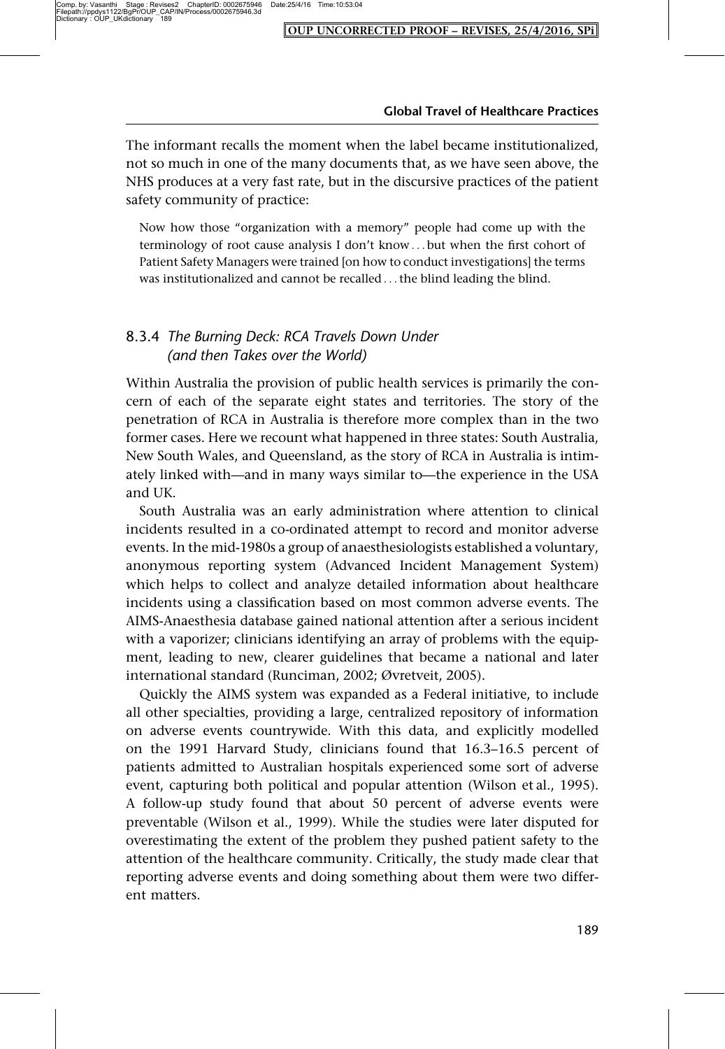The informant recalls the moment when the label became institutionalized, not so much in one of the many documents that, as we have seen above, the NHS produces at a very fast rate, but in the discursive practices of the patient safety community of practice:

> Now how those "organization with a memory" people had come up with the terminology of root cause analysis I don't know . . . but when the first cohort of Patient Safety Managers were trained [on how to conduct investigations] the terms was institutionalized and cannot be recalled . . . the blind leading the blind.

### 8.3.4 *The Burning Deck: RCA Travels Down Under (and then Takes over the World)*

Within Australia the provision of public health services is primarily the concern of each of the separate eight states and territories. The story of the penetration of RCA in Australia is therefore more complex than in the two former cases. Here we recount what happened in three states: South Australia, New South Wales, and Queensland, as the story of RCA in Australia is intimately linked with—and in many ways similar to—the experience in the USA and UK.

South Australia was an early administration where attention to clinical incidents resulted in a co-ordinated attempt to record and monitor adverse events. In the mid-1980s a group of anaesthesiologists established a voluntary, anonymous reporting system (Advanced Incident Management System) which helps to collect and analyze detailed information about healthcare incidents using a classification based on most common adverse events. The AIMS-Anaesthesia database gained national attention after a serious incident with a vaporizer; clinicians identifying an array of problems with the equipment, leading to new, clearer guidelines that became a national and later international standard (Runciman, 2002; Øvretveit, 2005).

Quickly the AIMS system was expanded as a Federal initiative, to include all other specialties, providing a large, centralized repository of information on adverse events countrywide. With this data, and explicitly modelled on the 1991 Harvard Study, clinicians found that 16.3–16.5 percent of patients admitted to Australian hospitals experienced some sort of adverse event, capturing both political and popular attention (Wilson et al., 1995). A follow-up study found that about 50 percent of adverse events were preventable (Wilson et al., 1999). While the studies were later disputed for overestimating the extent of the problem they pushed patient safety to the attention of the healthcare community. Critically, the study made clear that reporting adverse events and doing something about them were two different matters.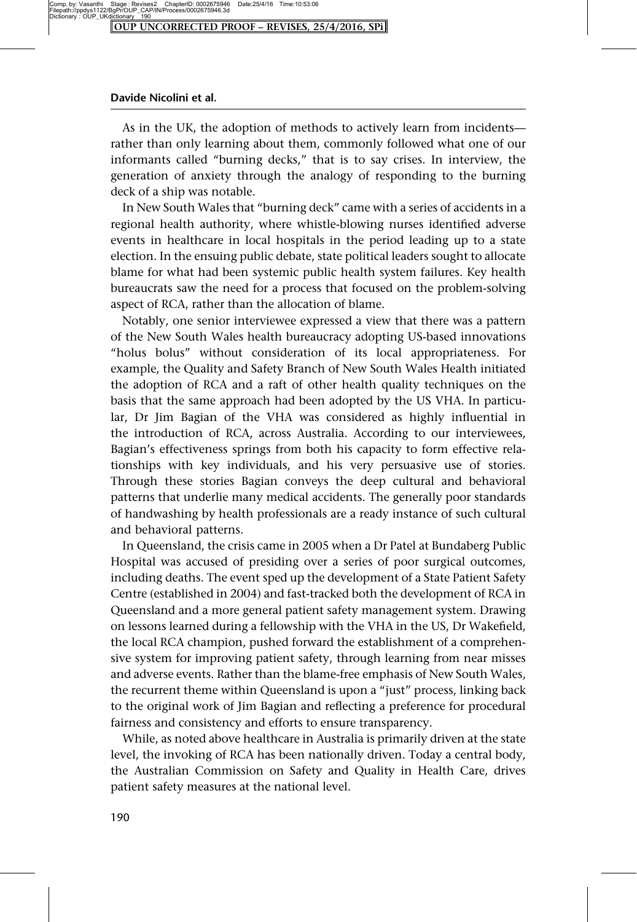As in the UK, the adoption of methods to actively learn from incidents—rather than only learning about them, commonly followed what one of our informants called "burning decks," that is to say crises. In interview, the generation of anxiety through the analogy of responding to the burning deck of a ship was notable.

In New South Wales that "burning deck" came with a series of accidents in a regional health authority, where whistle-blowing nurses identified adverse events in healthcare in local hospitals in the period leading up to a state election. In the ensuing public debate, state political leaders sought to allocate blame for what had been systemic public health system failures. Key health bureaucrats saw the need for a process that focused on the problem-solving aspect of RCA, rather than the allocation of blame.

Notably, one senior interviewee expressed a view that there was a pattern of the New South Wales health bureaucracy adopting US-based innovations "holus bolus" without consideration of its local appropriateness. For example, the Quality and Safety Branch of New South Wales Health initiated the adoption of RCA and a raft of other health quality techniques on the basis that the same approach had been adopted by the US VHA. In particular, Dr Jim Bagian of the VHA was considered as highly influential in the introduction of RCA, across Australia. According to our interviewees, Bagian's effectiveness springs from both his capacity to form effective relationships with key individuals, and his very persuasive use of stories. Through these stories Bagian conveys the deep cultural and behavioral patterns that underlie many medical accidents. The generally poor standards of handwashing by health professionals are a ready instance of such cultural and behavioral patterns.

In Queensland, the crisis came in 2005 when a Dr Patel at Bundaberg Public Hospital was accused of presiding over a series of poor surgical outcomes, including deaths. The event sped up the development of a State Patient Safety Centre (established in 2004) and fast-tracked both the development of RCA in Queensland and a more general patient safety management system. Drawing on lessons learned during a fellowship with the VHA in the US, Dr Wakefield, the local RCA champion, pushed forward the establishment of a comprehensive system for improving patient safety, through learning from near misses and adverse events. Rather than the blame-free emphasis of New South Wales, the recurrent theme within Queensland is upon a "just" process, linking back to the original work of Jim Bagian and reflecting a preference for procedural fairness and consistency and efforts to ensure transparency.

While, as noted above healthcare in Australia is primarily driven at the state level, the invoking of RCA has been nationally driven. Today a central body, the Australian Commission on Safety and Quality in Health Care, drives patient safety measures at the national level.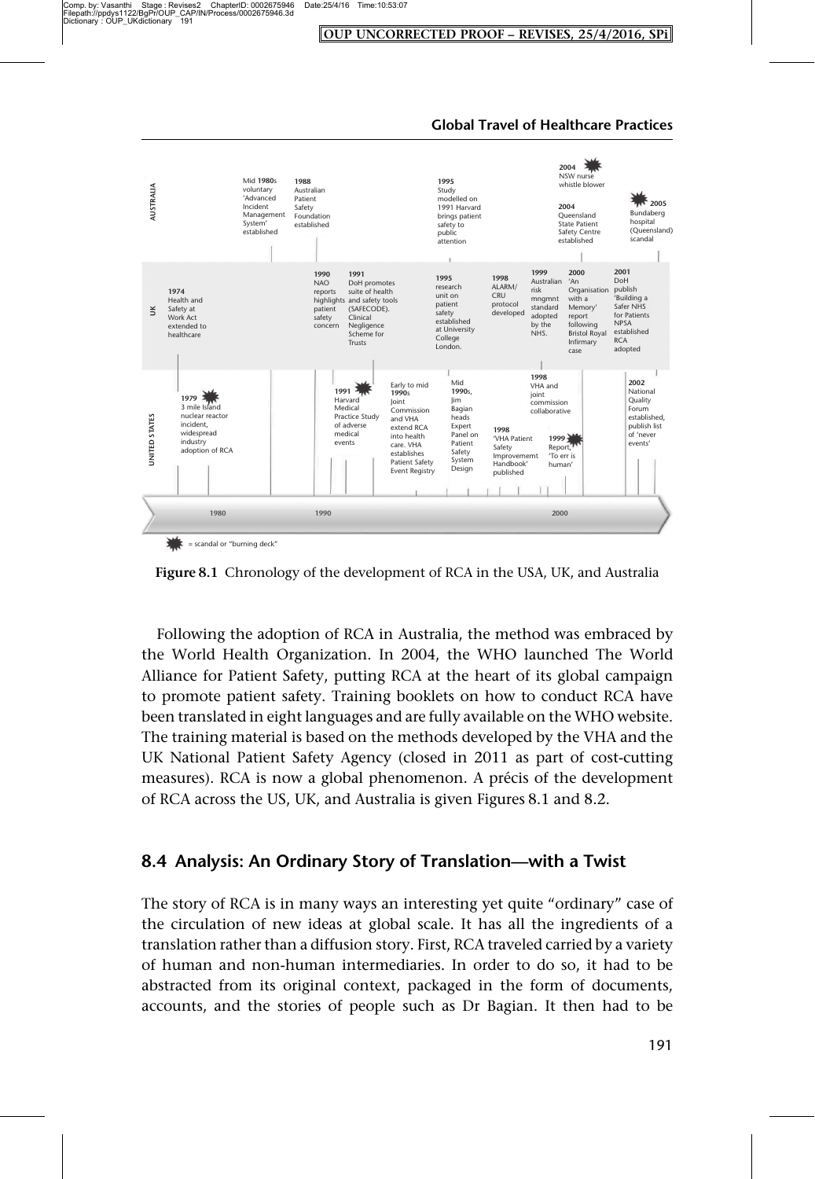Figure 8.1 Chronology of the development of RCA in the USA, UK, and Australia

Following the adoption of RCA in Australia, the method was embraced by the World Health Organization. In 2004, the WHO launched The World Alliance for Patient Safety, putting RCA at the heart of its global campaign to promote patient safety. Training booklets on how to conduct RCA have been translated in eight languages and are fully available on the WHO website. The training material is based on the methods developed by the VHA and the UK National Patient Safety Agency (closed in 2011 as part of cost-cutting measures). RCA is now a global phenomenon. A précis of the development of RCA across the US, UK, and Australia is given Figures 8.1 and 8.2.

## 8.4 Analysis: An Ordinary Story of Translation—with a Twist

The story of RCA is in many ways an interesting yet quite "ordinary" case of the circulation of new ideas at global scale. It has all the ingredients of a translation rather than a diffusion story. First, RCA traveled carried by a variety of human and non-human intermediaries. In order to do so, it had to be abstracted from its original context, packaged in the form of documents, accounts, and the stories of people such as Dr Bagian. It then had to be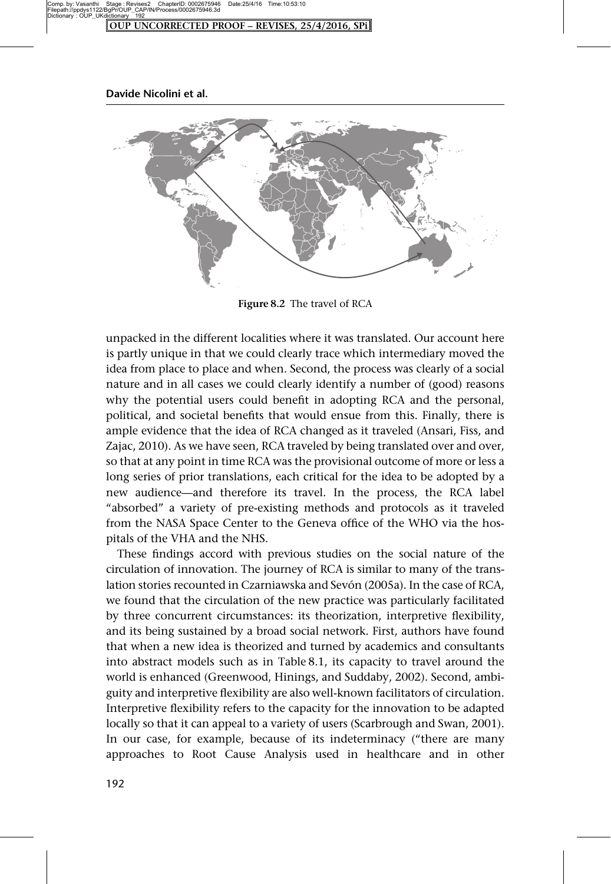Figure 8.2 The travel of RCA

unpacked in the different localities where it was translated. Our account here is partly unique in that we could clearly trace which intermediary moved the idea from place to place and when. Second, the process was clearly of a social nature and in all cases we could clearly identify a number of (good) reasons why the potential users could benefit in adopting RCA and the personal, political, and societal benefits that would ensue from this. Finally, there is ample evidence that the idea of RCA changed as it traveled (Ansari, Fiss, and Zajac, 2010). As we have seen, RCA traveled by being translated over and over, so that at any point in time RCA was the provisional outcome of more or less a long series of prior translations, each critical for the idea to be adopted by a new audience—and therefore its travel. In the process, the RCA label "absorbed" a variety of pre-existing methods and protocols as it traveled from the NASA Space Center to the Geneva office of the WHO via the hospitals of the VHA and the NHS.

These findings accord with previous studies on the social nature of the circulation of innovation. The journey of RCA is similar to many of the translation stories recounted in Czarniawska and Sevón (2005a). In the case of RCA, we found that the circulation of the new practice was particularly facilitated by three concurrent circumstances: its theorization, interpretive flexibility, and its being sustained by a broad social network. First, authors have found that when a new idea is theorized and turned by academics and consultants into abstract models such as in Table 8.1, its capacity to travel around the world is enhanced (Greenwood, Hinings, and Suddaby, 2002). Second, ambiguity and interpretive flexibility are also well-known facilitators of circulation. Interpretive flexibility refers to the capacity for the innovation to be adapted locally so that it can appeal to a variety of users (Scarbrough and Swan, 2001). In our case, for example, because of its indeterminacy ("there are many approaches to Root Cause Analysis used in healthcare and in other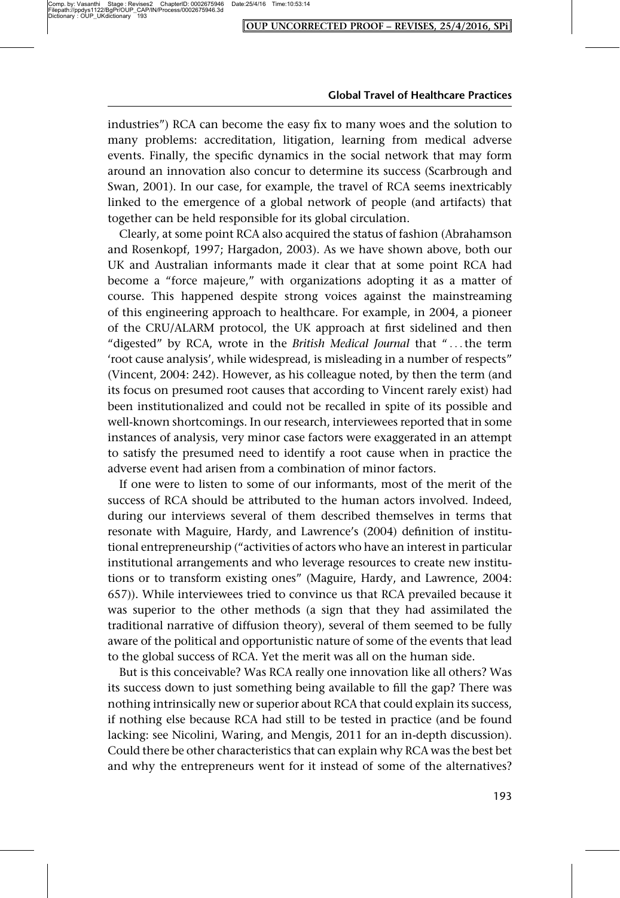industries") RCA can become the easy fix to many woes and the solution to many problems: accreditation, litigation, learning from medical adverse events. Finally, the specific dynamics in the social network that may form around an innovation also concur to determine its success (Scarbrough and Swan, 2001). In our case, for example, the travel of RCA seems inextricably linked to the emergence of a global network of people (and artifacts) that together can be held responsible for its global circulation.

Clearly, at some point RCA also acquired the status of fashion (Abrahamson and Rosenkopf, 1997; Hargadon, 2003). As we have shown above, both our UK and Australian informants made it clear that at some point RCA had become a "force majeure," with organizations adopting it as a matter of course. This happened despite strong voices against the mainstreaming of this engineering approach to healthcare. For example, in 2004, a pioneer of the CRU/ALARM protocol, the UK approach at first sidelined and then "digested" by RCA, wrote in the *British Medical Journal* that "...the term 'root cause analysis', while widespread, is misleading in a number of respects" (Vincent, 2004: 242). However, as his colleague noted, by then the term (and its focus on presumed root causes that according to Vincent rarely exist) had been institutionalized and could not be recalled in spite of its possible and well-known shortcomings. In our research, interviewees reported that in some instances of analysis, very minor case factors were exaggerated in an attempt to satisfy the presumed need to identify a root cause when in practice the adverse event had arisen from a combination of minor factors.

If one were to listen to some of our informants, most of the merit of the success of RCA should be attributed to the human actors involved. Indeed, during our interviews several of them described themselves in terms that resonate with Maguire, Hardy, and Lawrence's (2004) definition of institutional entrepreneurship ("activities of actors who have an interest in particular institutional arrangements and who leverage resources to create new institutions or to transform existing ones" (Maguire, Hardy, and Lawrence, 2004: 657)). While interviewees tried to convince us that RCA prevailed because it was superior to the other methods (a sign that they had assimilated the traditional narrative of diffusion theory), several of them seemed to be fully aware of the political and opportunistic nature of some of the events that lead to the global success of RCA. Yet the merit was all on the human side.

But is this conceivable? Was RCA really one innovation like all others? Was its success down to just something being available to fill the gap? There was nothing intrinsically new or superior about RCA that could explain its success, if nothing else because RCA had still to be tested in practice (and be found lacking: see Nicolini, Waring, and Mengis, 2011 for an in-depth discussion). Could there be other characteristics that can explain why RCA was the best bet and why the entrepreneurs went for it instead of some of the alternatives?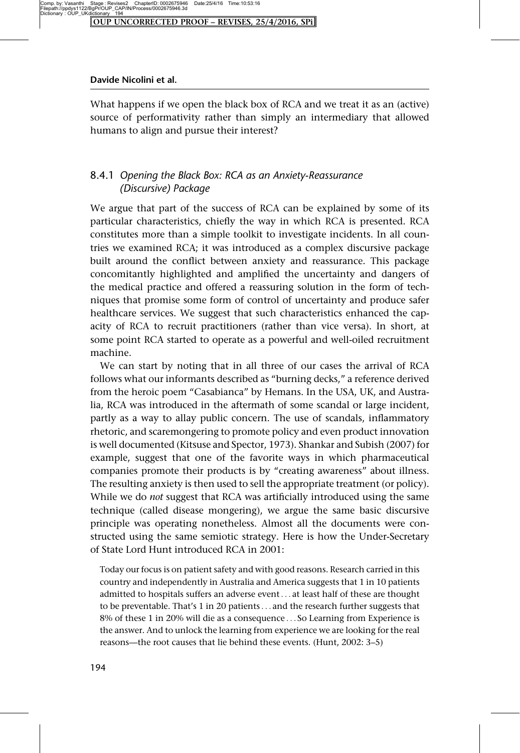What happens if we open the black box of RCA and we treat it as an (active) source of performativity rather than simply an intermediary that allowed humans to align and pursue their interest?

### 8.4.1 *Opening the Black Box: RCA as an Anxiety-Reassurance (Discursive) Package*

We argue that part of the success of RCA can be explained by some of its particular characteristics, chiefly the way in which RCA is presented. RCA constitutes more than a simple toolkit to investigate incidents. In all countries we examined RCA; it was introduced as a complex discursive package built around the conflict between anxiety and reassurance. This package concomitantly highlighted and amplified the uncertainty and dangers of the medical practice and offered a reassuring solution in the form of techniques that promise some form of control of uncertainty and produce safer healthcare services. We suggest that such characteristics enhanced the capacity of RCA to recruit practitioners (rather than vice versa). In short, at some point RCA started to operate as a powerful and well-oiled recruitment machine.

We can start by noting that in all three of our cases the arrival of RCA follows what our informants described as "burning decks," a reference derived from the heroic poem "Casabianca" by Hemans. In the USA, UK, and Australia, RCA was introduced in the aftermath of some scandal or large incident, partly as a way to allay public concern. The use of scandals, inflammatory rhetoric, and scaremongering to promote policy and even product innovation is well documented (Kitsuse and Spector, 1973). Shankar and Subish (2007) for example, suggest that one of the favorite ways in which pharmaceutical companies promote their products is by "creating awareness" about illness. The resulting anxiety is then used to sell the appropriate treatment (or policy). While we do *not* suggest that RCA was artificially introduced using the same technique (called disease mongering), we argue the same basic discursive principle was operating nonetheless. Almost all the documents were constructed using the same semiotic strategy. Here is how the Under-Secretary of State Lord Hunt introduced RCA in 2001:

> Today our focus is on patient safety and with good reasons. Research carried in this country and independently in Australia and America suggests that 1 in 10 patients admitted to hospitals suffers an adverse event . . . at least half of these are thought to be preventable. That's 1 in 20 patients . . . and the research further suggests that 8% of these 1 in 20% will die as a consequence . . . So Learning from Experience is the answer. And to unlock the learning from experience we are looking for the real reasons—the root causes that lie behind these events. (Hunt, 2002: 3–5)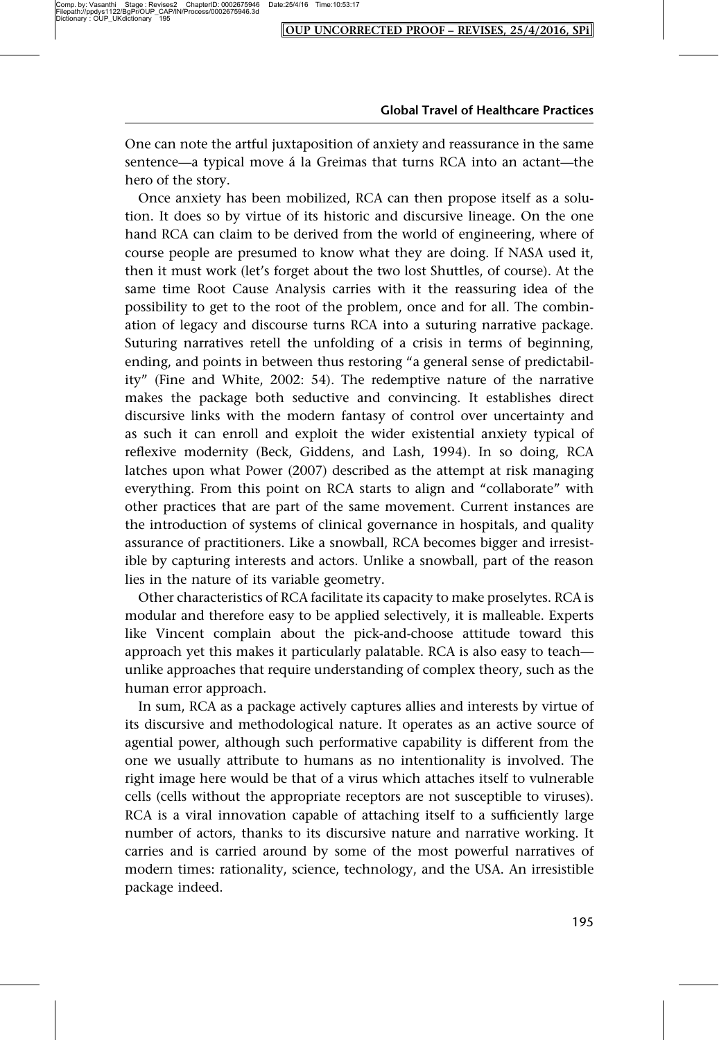One can note the artful juxtaposition of anxiety and reassurance in the same sentence—a typical move á la Greimas that turns RCA into an actant—the hero of the story.

Once anxiety has been mobilized, RCA can then propose itself as a solution. It does so by virtue of its historic and discursive lineage. On the one hand RCA can claim to be derived from the world of engineering, where of course people are presumed to know what they are doing. If NASA used it, then it must work (let's forget about the two lost Shuttles, of course). At the same time Root Cause Analysis carries with it the reassuring idea of the possibility to get to the root of the problem, once and for all. The combination of legacy and discourse turns RCA into a suturing narrative package. Suturing narratives retell the unfolding of a crisis in terms of beginning, ending, and points in between thus restoring "a general sense of predictability" (Fine and White, 2002: 54). The redemptive nature of the narrative makes the package both seductive and convincing. It establishes direct discursive links with the modern fantasy of control over uncertainty and as such it can enroll and exploit the wider existential anxiety typical of reflexive modernity (Beck, Giddens, and Lash, 1994). In so doing, RCA latches upon what Power (2007) described as the attempt at risk managing everything. From this point on RCA starts to align and "collaborate" with other practices that are part of the same movement. Current instances are the introduction of systems of clinical governance in hospitals, and quality assurance of practitioners. Like a snowball, RCA becomes bigger and irresistible by capturing interests and actors. Unlike a snowball, part of the reason lies in the nature of its variable geometry.

Other characteristics of RCA facilitate its capacity to make proselytes. RCA is modular and therefore easy to be applied selectively, it is malleable. Experts like Vincent complain about the pick-and-choose attitude toward this approach yet this makes it particularly palatable. RCA is also easy to teach—unlike approaches that require understanding of complex theory, such as the human error approach.

In sum, RCA as a package actively captures allies and interests by virtue of its discursive and methodological nature. It operates as an active source of agential power, although such performative capability is different from the one we usually attribute to humans as no intentionality is involved. The right image here would be that of a virus which attaches itself to vulnerable cells (cells without the appropriate receptors are not susceptible to viruses). RCA is a viral innovation capable of attaching itself to a sufficiently large number of actors, thanks to its discursive nature and narrative working. It carries and is carried around by some of the most powerful narratives of modern times: rationality, science, technology, and the USA. An irresistible package indeed.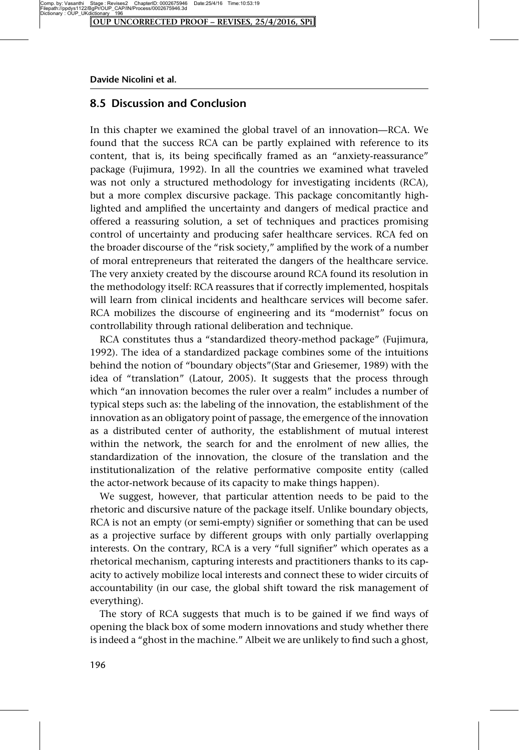## 8.5 Discussion and Conclusion

In this chapter we examined the global travel of an innovation—RCA. We found that the success RCA can be partly explained with reference to its content, that is, its being specifically framed as an "anxiety-reassurance" package (Fujimura, 1992). In all the countries we examined what traveled was not only a structured methodology for investigating incidents (RCA), but a more complex discursive package. This package concomitantly highlighted and amplified the uncertainty and dangers of medical practice and offered a reassuring solution, a set of techniques and practices promising control of uncertainty and producing safer healthcare services. RCA fed on the broader discourse of the "risk society," amplified by the work of a number of moral entrepreneurs that reiterated the dangers of the healthcare service. The very anxiety created by the discourse around RCA found its resolution in the methodology itself: RCA reassures that if correctly implemented, hospitals will learn from clinical incidents and healthcare services will become safer. RCA mobilizes the discourse of engineering and its "modernist" focus on controllability through rational deliberation and technique.

RCA constitutes thus a "standardized theory-method package" (Fujimura, 1992). The idea of a standardized package combines some of the intuitions behind the notion of "boundary objects"(Star and Griesemer, 1989) with the idea of "translation" (Latour, 2005). It suggests that the process through which "an innovation becomes the ruler over a realm" includes a number of typical steps such as: the labeling of the innovation, the establishment of the innovation as an obligatory point of passage, the emergence of the innovation as a distributed center of authority, the establishment of mutual interest within the network, the search for and the enrolment of new allies, the standardization of the innovation, the closure of the translation and the institutionalization of the relative performative composite entity (called the actor-network because of its capacity to make things happen).

We suggest, however, that particular attention needs to be paid to the rhetoric and discursive nature of the package itself. Unlike boundary objects, RCA is not an empty (or semi-empty) signifier or something that can be used as a projective surface by different groups with only partially overlapping interests. On the contrary, RCA is a very "full signifier" which operates as a rhetorical mechanism, capturing interests and practitioners thanks to its capacity to actively mobilize local interests and connect these to wider circuits of accountability (in our case, the global shift toward the risk management of everything).

The story of RCA suggests that much is to be gained if we find ways of opening the black box of some modern innovations and study whether there is indeed a "ghost in the machine." Albeit we are unlikely to find such a ghost,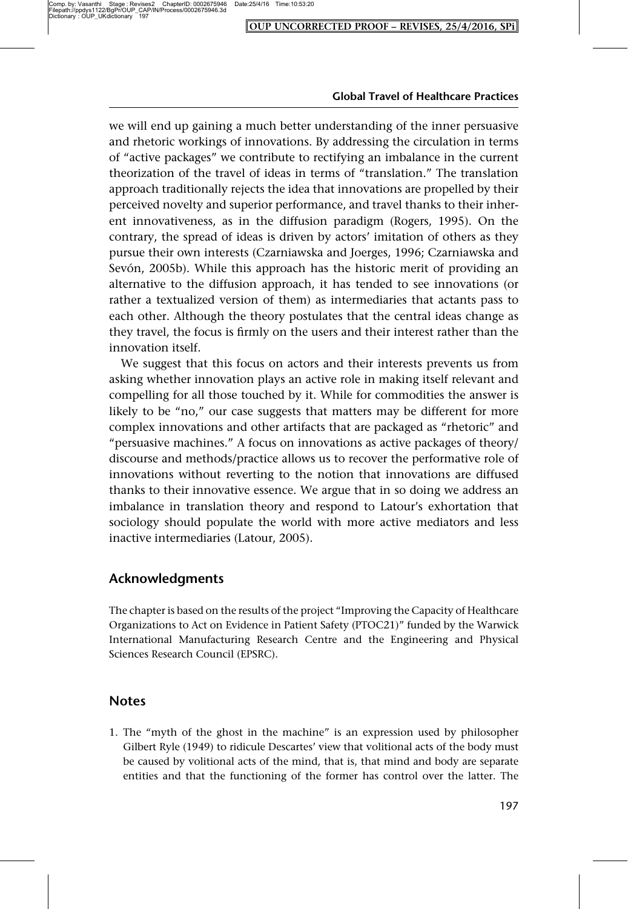we will end up gaining a much better understanding of the inner persuasive and rhetoric workings of innovations. By addressing the circulation in terms of "active packages" we contribute to rectifying an imbalance in the current theorization of the travel of ideas in terms of "translation." The translation approach traditionally rejects the idea that innovations are propelled by their perceived novelty and superior performance, and travel thanks to their inherent innovativeness, as in the diffusion paradigm (Rogers, 1995). On the contrary, the spread of ideas is driven by actors' imitation of others as they pursue their own interests (Czarniawska and Joerges, 1996; Czarniawska and Sevón, 2005b). While this approach has the historic merit of providing an alternative to the diffusion approach, it has tended to see innovations (or rather a textualized version of them) as intermediaries that actants pass to each other. Although the theory postulates that the central ideas change as they travel, the focus is firmly on the users and their interest rather than the innovation itself.

We suggest that this focus on actors and their interests prevents us from asking whether innovation plays an active role in making itself relevant and compelling for all those touched by it. While for commodities the answer is likely to be "no," our case suggests that matters may be different for more complex innovations and other artifacts that are packaged as "rhetoric" and "persuasive machines." A focus on innovations as active packages of theory/discourse and methods/practice allows us to recover the performative role of innovations without reverting to the notion that innovations are diffused thanks to their innovative essence. We argue that in so doing we address an imbalance in translation theory and respond to Latour's exhortation that sociology should populate the world with more active mediators and less inactive intermediaries (Latour, 2005).

## Acknowledgments

The chapter is based on the results of the project "Improving the Capacity of Healthcare Organizations to Act on Evidence in Patient Safety (PTOC21)" funded by the Warwick International Manufacturing Research Centre and the Engineering and Physical Sciences Research Council (EPSRC).

## Notes

1. The "myth of the ghost in the machine" is an expression used by philosopher Gilbert Ryle (1949) to ridicule Descartes' view that volitional acts of the body must be caused by volitional acts of the mind, that is, that mind and body are separate entities and that the functioning of the former has control over the latter. The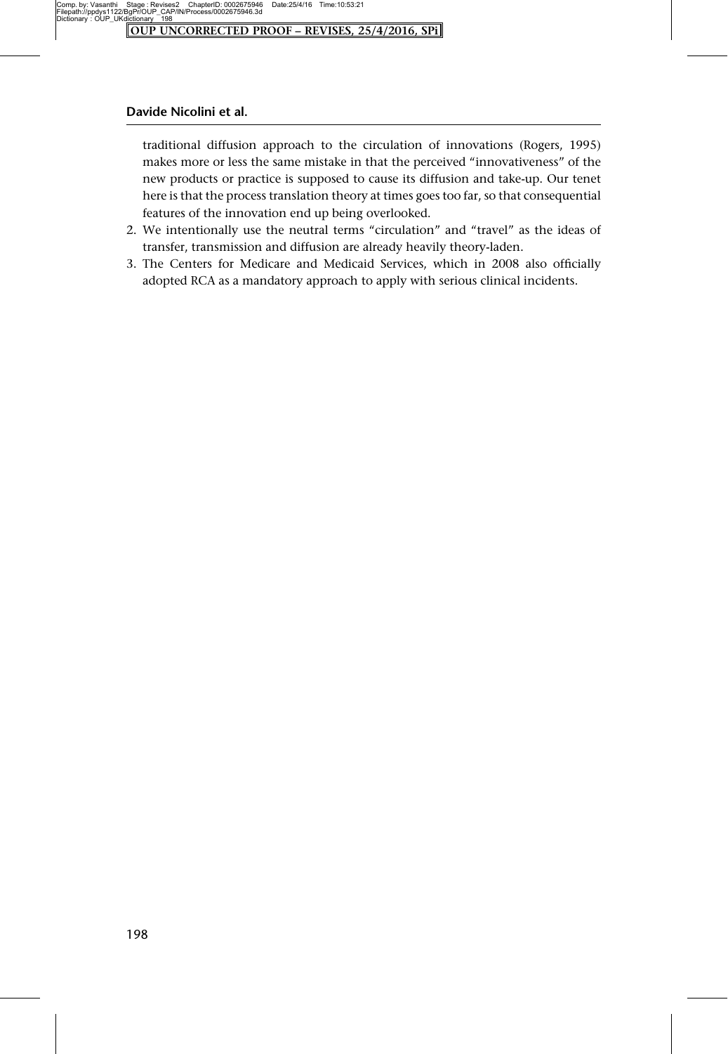traditional diffusion approach to the circulation of innovations (Rogers, 1995) makes more or less the same mistake in that the perceived "innovativeness" of the new products or practice is supposed to cause its diffusion and take-up. Our tenet here is that the process translation theory at times goes too far, so that consequential features of the innovation end up being overlooked.

2. We intentionally use the neutral terms "circulation" and "travel" as the ideas of transfer, transmission and diffusion are already heavily theory-laden.
3. The Centers for Medicare and Medicaid Services, which in 2008 also officially adopted RCA as a mandatory approach to apply with serious clinical incidents.